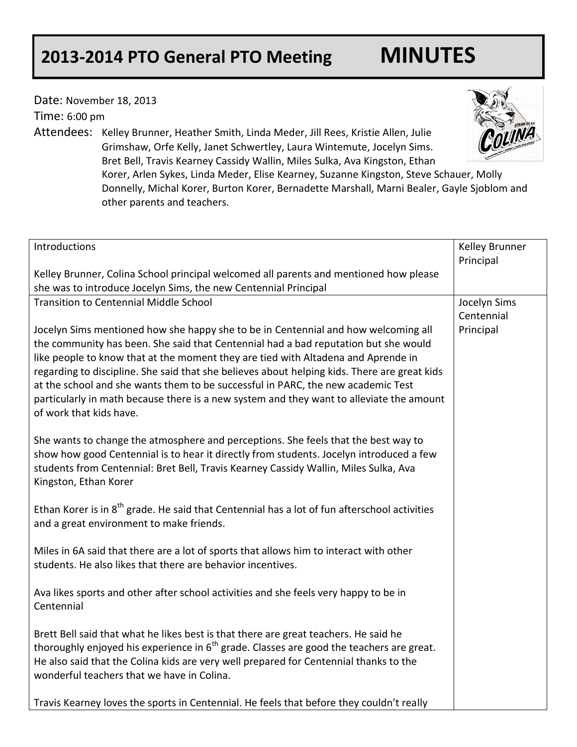# 2013-2014 PTO General PTO Meeting MINUTES

Date: November 18, 2013

Time: 6:00 pm

Attendees: Kelley Brunner, Heather Smith, Linda Meder, Jill Rees, Kristie Allen, Julie Grimshaw, Orfe Kelly, Janet Schwertley, Laura Wintemute, Jocelyn Sims. Bret Bell, Travis Kearney Cassidy Wallin, Miles Sulka, Ava Kingston, Ethan Korer, Arlen Sykes, Linda Meder, Elise Kearney, Suzanne Kingston, Steve Schauer, Molly Donnelly, Michal Korer, Burton Korer, Bernadette Marshall, Marni Bealer, Gayle Sjoblom and other parents and teachers.

| | |
|---|---|
| Introductions<br><br>Kelley Brunner, Colina School principal welcomed all parents and mentioned how please she was to introduce Jocelyn Sims, the new Centennial Principal | Kelley Brunner Principal |
| Transition to Centennial Middle School<br><br>Jocelyn Sims mentioned how she happy she to be in Centennial and how welcoming all the community has been. She said that Centennial had a bad reputation but she would like people to know that at the moment they are tied with Altadena and Aprende in regarding to discipline. She said that she believes about helping kids. There are great kids at the school and she wants them to be successful in PARC, the new academic Test particularly in math because there is a new system and they want to alleviate the amount of work that kids have.<br><br>She wants to change the atmosphere and perceptions. She feels that the best way to show how good Centennial is to hear it directly from students. Jocelyn introduced a few students from Centennial: Bret Bell, Travis Kearney Cassidy Wallin, Miles Sulka, Ava Kingston, Ethan Korer<br><br>Ethan Korer is in 8th grade. He said that Centennial has a lot of fun afterschool activities and a great environment to make friends.<br><br>Miles in 6A said that there are a lot of sports that allows him to interact with other students. He also likes that there are behavior incentives.<br><br>Ava likes sports and other after school activities and she feels very happy to be in Centennial<br><br>Brett Bell said that what he likes best is that there are great teachers. He said he thoroughly enjoyed his experience in 6th grade. Classes are good the teachers are great. He also said that the Colina kids are very well prepared for Centennial thanks to the wonderful teachers that we have in Colina.<br><br>Travis Kearney loves the sports in Centennial. He feels that before they couldn't really | Jocelyn Sims Centennial Principal |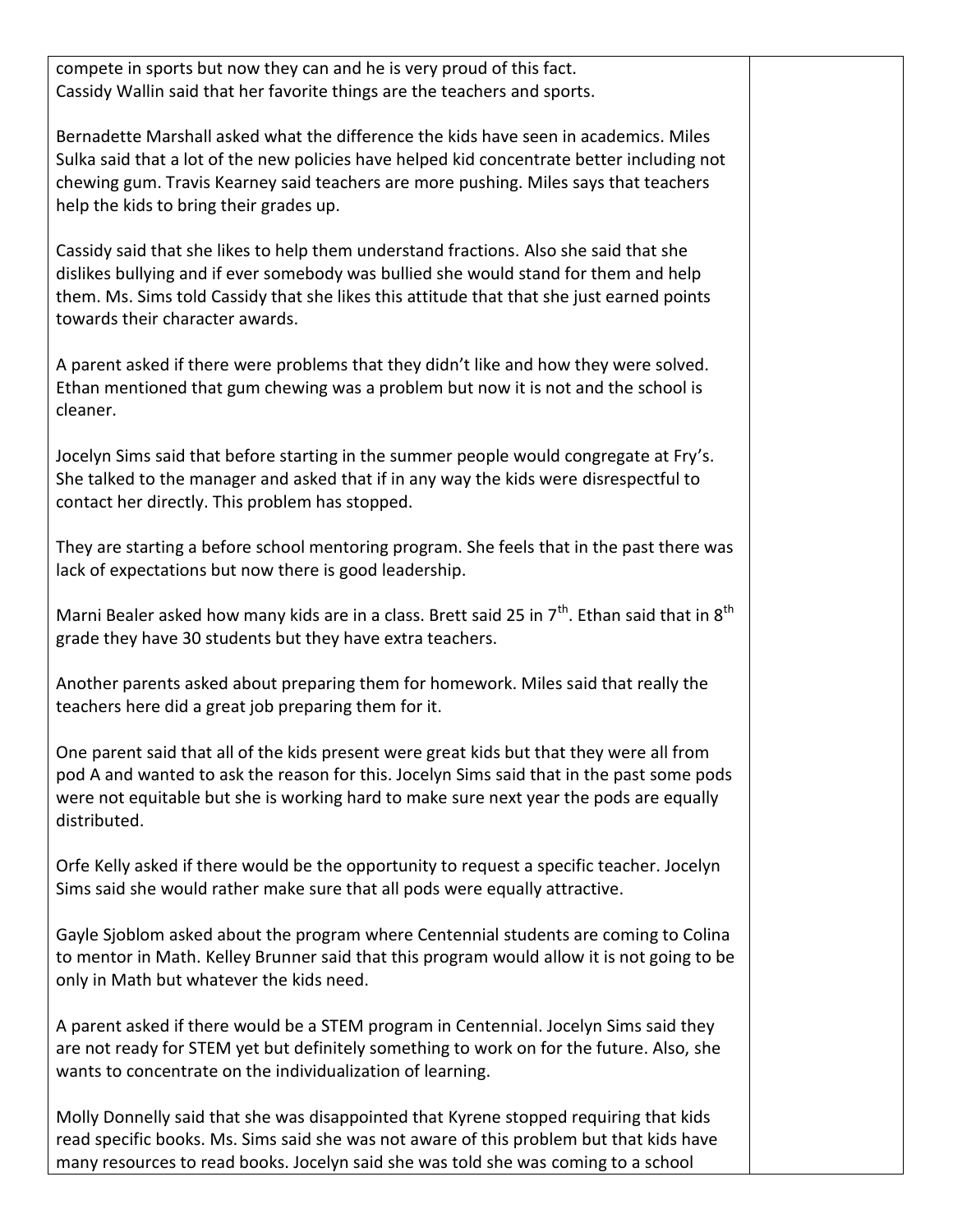compete in sports but now they can and he is very proud of this fact.
Cassidy Wallin said that her favorite things are the teachers and sports.

Bernadette Marshall asked what the difference the kids have seen in academics. Miles Sulka said that a lot of the new policies have helped kid concentrate better including not chewing gum. Travis Kearney said teachers are more pushing. Miles says that teachers help the kids to bring their grades up.

Cassidy said that she likes to help them understand fractions. Also she said that she dislikes bullying and if ever somebody was bullied she would stand for them and help them. Ms. Sims told Cassidy that she likes this attitude that that she just earned points towards their character awards.

A parent asked if there were problems that they didn't like and how they were solved. Ethan mentioned that gum chewing was a problem but now it is not and the school is cleaner.

Jocelyn Sims said that before starting in the summer people would congregate at Fry's. She talked to the manager and asked that if in any way the kids were disrespectful to contact her directly. This problem has stopped.

They are starting a before school mentoring program. She feels that in the past there was lack of expectations but now there is good leadership.

Marni Bealer asked how many kids are in a class. Brett said 25 in 7th. Ethan said that in 8th grade they have 30 students but they have extra teachers.

Another parents asked about preparing them for homework. Miles said that really the teachers here did a great job preparing them for it.

One parent said that all of the kids present were great kids but that they were all from pod A and wanted to ask the reason for this. Jocelyn Sims said that in the past some pods were not equitable but she is working hard to make sure next year the pods are equally distributed.

Orfe Kelly asked if there would be the opportunity to request a specific teacher. Jocelyn Sims said she would rather make sure that all pods were equally attractive.

Gayle Sjoblom asked about the program where Centennial students are coming to Colina to mentor in Math. Kelley Brunner said that this program would allow it is not going to be only in Math but whatever the kids need.

A parent asked if there would be a STEM program in Centennial. Jocelyn Sims said they are not ready for STEM yet but definitely something to work on for the future. Also, she wants to concentrate on the individualization of learning.

Molly Donnelly said that she was disappointed that Kyrene stopped requiring that kids read specific books. Ms. Sims said she was not aware of this problem but that kids have many resources to read books. Jocelyn said she was told she was coming to a school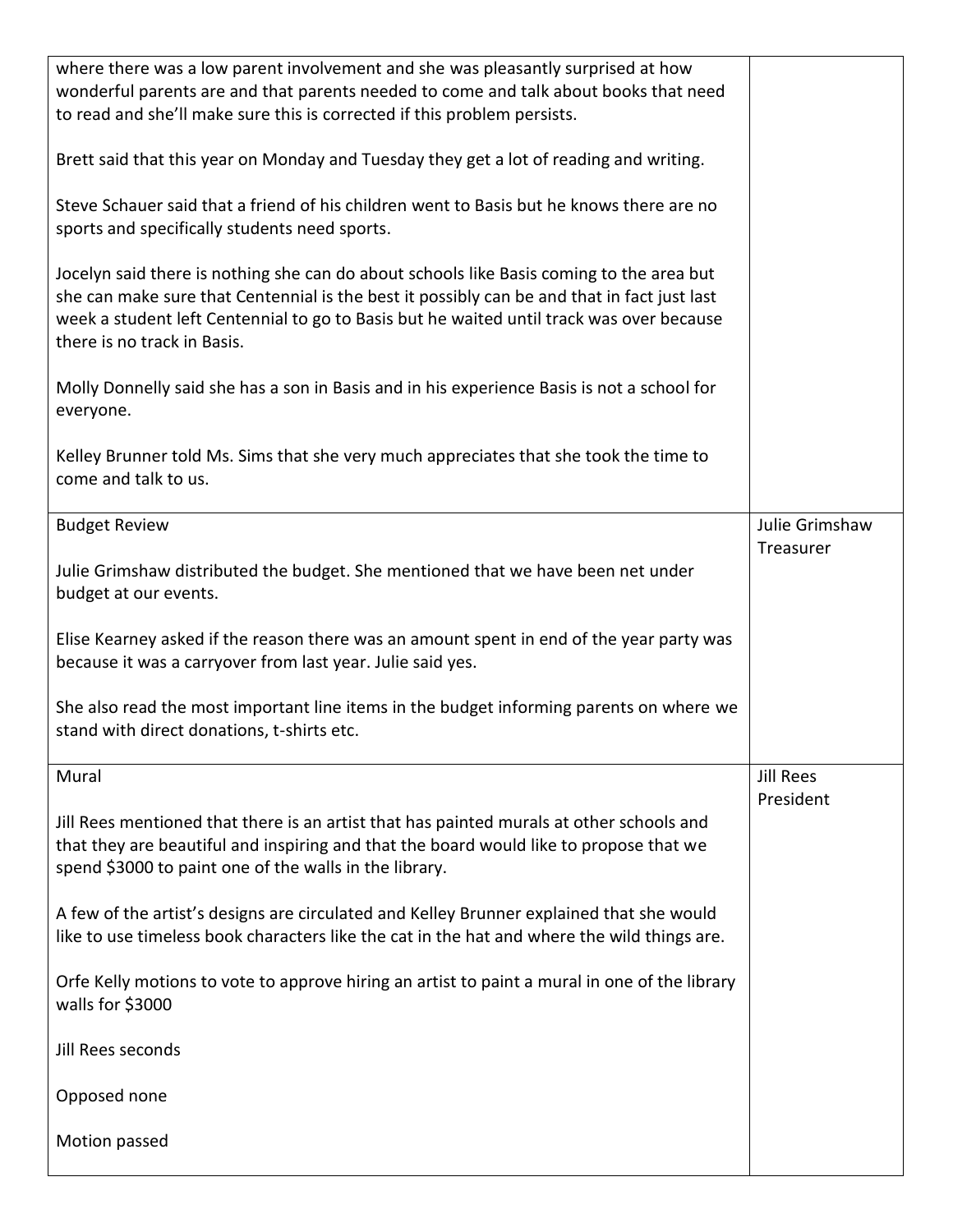| | |
|---|---|
| where there was a low parent involvement and she was pleasantly surprised at how wonderful parents are and that parents needed to come and talk about books that need to read and she'll make sure this is corrected if this problem persists.<br><br>Brett said that this year on Monday and Tuesday they get a lot of reading and writing.<br><br>Steve Schauer said that a friend of his children went to Basis but he knows there are no sports and specifically students need sports.<br><br>Jocelyn said there is nothing she can do about schools like Basis coming to the area but she can make sure that Centennial is the best it possibly can be and that in fact just last week a student left Centennial to go to Basis but he waited until track was over because there is no track in Basis.<br><br>Molly Donnelly said she has a son in Basis and in his experience Basis is not a school for everyone.<br><br>Kelley Brunner told Ms. Sims that she very much appreciates that she took the time to come and talk to us. | |
| Budget Review<br><br>Julie Grimshaw distributed the budget. She mentioned that we have been net under budget at our events.<br><br>Elise Kearney asked if the reason there was an amount spent in end of the year party was because it was a carryover from last year. Julie said yes.<br><br>She also read the most important line items in the budget informing parents on where we stand with direct donations, t-shirts etc. | Julie Grimshaw Treasurer |
| Mural<br><br>Jill Rees mentioned that there is an artist that has painted murals at other schools and that they are beautiful and inspiring and that the board would like to propose that we spend $3000 to paint one of the walls in the library.<br><br>A few of the artist's designs are circulated and Kelley Brunner explained that she would like to use timeless book characters like the cat in the hat and where the wild things are.<br><br>Orfe Kelly motions to vote to approve hiring an artist to paint a mural in one of the library walls for $3000<br><br>Jill Rees seconds<br><br>Opposed none<br><br>Motion passed | Jill Rees President |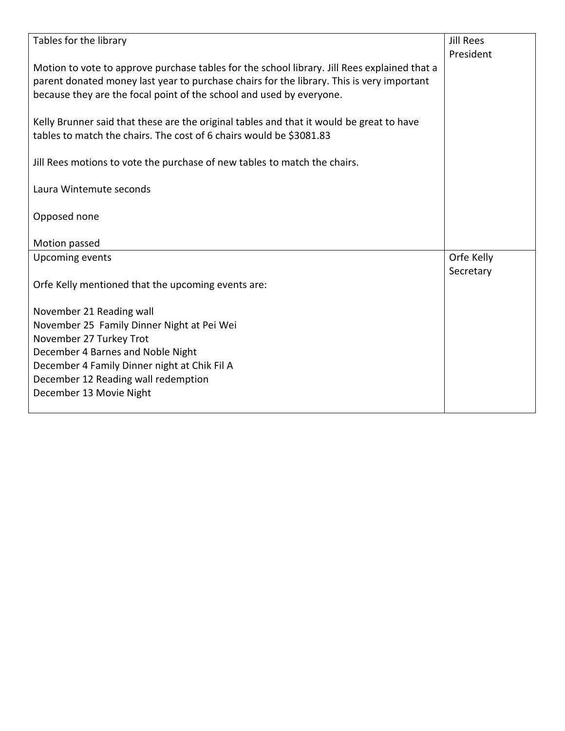| | |
|---|---|
| Tables for the library<br><br>Motion to vote to approve purchase tables for the school library. Jill Rees explained that a parent donated money last year to purchase chairs for the library. This is very important because they are the focal point of the school and used by everyone.<br><br>Kelly Brunner said that these are the original tables and that it would be great to have tables to match the chairs. The cost of 6 chairs would be $3081.83<br><br>Jill Rees motions to vote the purchase of new tables to match the chairs.<br><br>Laura Wintemute seconds<br><br>Opposed none<br><br>Motion passed | Jill Rees<br>President |
| Upcoming events<br><br>Orfe Kelly mentioned that the upcoming events are:<br><br>November 21 Reading wall<br>November 25 Family Dinner Night at Pei Wei<br>November 27 Turkey Trot<br>December 4 Barnes and Noble Night<br>December 4 Family Dinner night at Chik Fil A<br>December 12 Reading wall redemption<br>December 13 Movie Night | Orfe Kelly<br>Secretary |